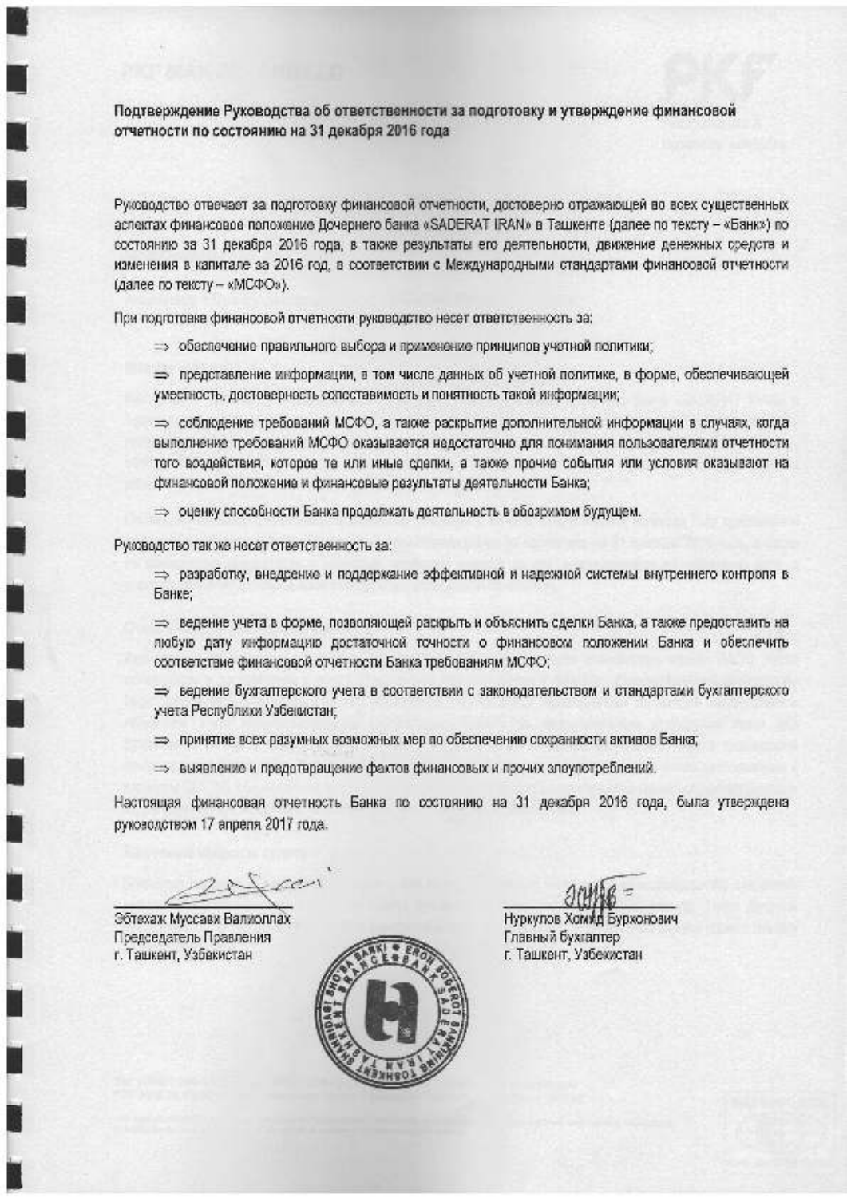**Подтверждение Руководства об ответственности за подготовку и утверждение финансовой отчетности по состоянию на 31 декабря 2016 года**

Руководство отвечает за подготовку финансовой отчетности, достоверно отражающей во всех существенных аспектах финансовое положение Дочернего банка «SADERAT IRAN» в Ташкенте (далее по тексту – «Банк») по состоянию за 31 декабря 2016 года, а также результаты его деятельности, движение денежных средств и изменения в капитале за 2016 год, в соответствии с Международными стандартами финансовой отчетности (далее по тексту – «МСФО»).

При подготовке финансовой отчетности руководство несет ответственность за:

- ⇒ обеспечение правильного выбора и применение принципов учетной политики;
- ⇒ представление информации, в том числе данных об учетной политике, в форме, обеспечивающей уместность, достоверность сопоставимость и понятность такой информации;
- ⇒ соблюдение требований МСФО, а также раскрытие дополнительной информации в случаях, когда выполнение требований МСФО оказывается недостаточно для понимания пользователями отчетности того воздействия, которое те или иные сделки, а также прочие события или условия оказывают на финансовое положение и финансовые результаты деятельности Банка;
- ⇒ оценку способности Банка продолжать деятельность в обозримом будущем.

Руководство также несет ответственность за:

- ⇒ разработку, внедрение и поддержание эффективной и надежной системы внутреннего контроля в Банке;
- ⇒ ведение учета в форме, позволяющей раскрыть и объяснить сделки Банка, а также предоставить на любую дату информацию достаточной точности о финансовом положении Банка и обеспечить соответствие финансовой отчетности Банка требованиям МСФО;
- ⇒ ведение бухгалтерского учета в соответствии с законодательством и стандартами бухгалтерского учета Республики Узбекистан;
- ⇒ принятие всех разумных возможных мер по обеспечению сохранности активов Банка;
- ⇒ выявление и предотвращение фактов финансовых и прочих злоупотреблений.

Настоящая финансовая отчетность Банка по состоянию на 31 декабря 2016 года, была утверждена руководством 17 апреля 2017 года.

Эбтехаж Муссави Валиоллах
Председатель Правления
г. Ташкент, Узбекистан

Нуркулов Хомид Бурхонович
Главный бухгалтер
г. Ташкент, Узбекистан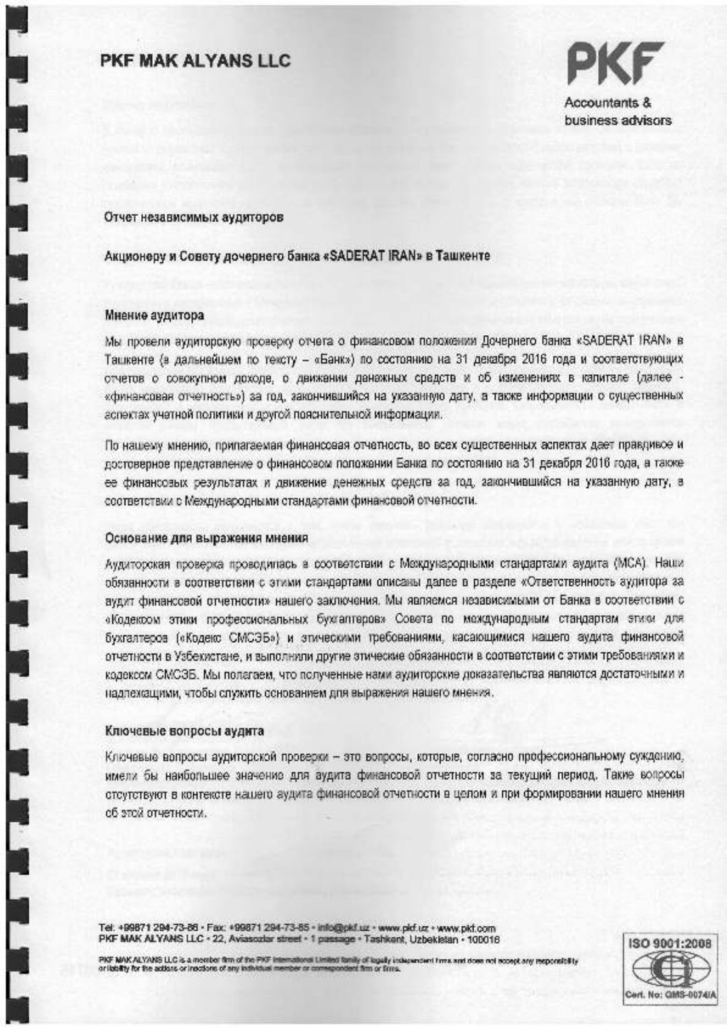PKF MAK ALYANS LLC

PKF
Accountants & business advisors

Отчет независимых аудиторов

Акционеру и Совету дочернего банка «SADERAT IRAN» в Ташкенте

## Мнение аудитора

Мы провели аудиторскую проверку отчета о финансовом положении Дочернего банка «SADERAT IRAN» в Ташкенте (в дальнейшем по тексту – «Банк») по состоянию на 31 декабря 2016 года и соответствующих отчетов о совокупном доходе, о движении денежных средств и об изменениях в капитале (далее - «финансовая отчетность») за год, закончившийся на указанную дату, а также информации о существенных аспектах учетной политики и другой пояснительной информации.

По нашему мнению, прилагаемая финансовая отчетность, во всех существенных аспектах дает правдивое и достоверное представление о финансовом положении Банка по состоянию на 31 декабря 2016 года, а также ее финансовых результатах и движение денежных средств за год, закончившийся на указанную дату, в соответствии с Международными стандартами финансовой отчетности.

## Основание для выражения мнения

Аудиторская проверка проводилась в соответствии с Международными стандартами аудита (МСА). Наши обязанности в соответствии с этими стандартами описаны далее в разделе «Ответственность аудитора за аудит финансовой отчетности» нашего заключения. Мы являемся независимыми от Банка в соответствии с «Кодексом этики профессиональных бухгалтеров» Совета по международным стандартам этики для бухгалтеров («Кодекс СМСЭБ») и этическими требованиями, касающимися нашего аудита финансовой отчетности в Узбекистане, и выполнили другие этические обязанности в соответствии с этими требованиями и кодексом СМСЭБ. Мы полагаем, что полученные нами аудиторские доказательства являются достаточными и надлежащими, чтобы служить основанием для выражения нашего мнения.

## Ключевые вопросы аудита

Ключевые вопросы аудиторской проверки – это вопросы, которые, согласно профессиональному суждению, имели бы наибольшее значение для аудита финансовой отчетности за текущий период. Такие вопросы отсутствуют в контексте нашего аудита финансовой отчетности в целом и при формировании нашего мнения об этой отчетности.

Tel: +99871 294-73-86 • Fax: +99871 294-73-85 • info@pkf.uz • www.pkf.uz • www.pkf.com
PKF MAK ALYANS LLC • 22, Aviasozlar street • 1 passage • Tashkent, Uzbekistan • 100016

PKF MAK ALYANS LLC is a member firm of the PKF International Limited family of legally independent firms and does not accept any responsibility or liability for the actions or inactions of any individual member or correspondent firm or firms.

ISO 9001:2008
Cert. No: QMS-0074/A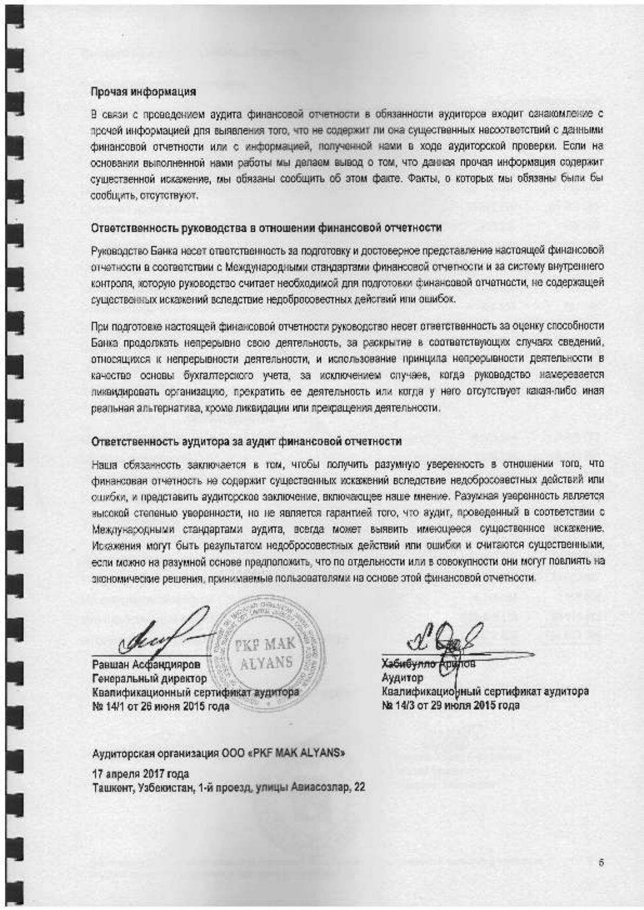### Прочая информация

В связи с проведением аудита финансовой отчетности в обязанности аудиторов входит ознакомление с прочей информацией для выявления того, что не содержит ли она существенных несоответствий с данными финансовой отчетности или с информацией, полученной нами в ходе аудиторской проверки. Если на основании выполненной нами работы мы делаем вывод о том, что данная прочая информация содержит существенной искажение, мы обязаны сообщить об этом факте. Факты, о которых мы обязаны были бы сообщить, отсутствуют.

### Ответственность руководства в отношении финансовой отчетности

Руководство Банка несет ответственность за подготовку и достоверное представление настоящей финансовой отчетности в соответствии с Международными стандартами финансовой отчетности и за систему внутреннего контроля, которую руководство считает необходимой для подготовки финансовой отчетности, не содержащей существенных искажений вследствие недобросовестных действий или ошибок.

При подготовке настоящей финансовой отчетности руководство несет ответственность за оценку способности Банка продолжать непрерывно свою деятельность, за раскрытие в соответствующих случаях сведений, относящихся к непрерывности деятельности, и использование принципа непрерывности деятельности в качестве основы бухгалтерского учета, за исключением случаев, когда руководство намеревается ликвидировать организацию, прекратить ее деятельность или когда у него отсутствует какая-либо иная реальная альтернатива, кроме ликвидации или прекращения деятельности.

### Ответственность аудитора за аудит финансовой отчетности

Наша обязанность заключается в том, чтобы получить разумную уверенность в отношении того, что финансовая отчетность не содержит существенных искажений вследствие недобросовестных действий или ошибки, и представить аудиторское заключение, включающее наше мнение. Разумная уверенность является высокой степенью уверенности, но не является гарантией того, что аудит, проведенный в соответствии с Международными стандартами аудита, всегда может выявить имеющееся существенное искажение. Искажения могут быть результатом недобросовестных действий или ошибки и считаются существенными, если можно на разумной основе предположить, что по отдельности или в совокупности они могут повлиять на экономические решения, принимаемые пользователями на основе этой финансовой отчетности.

**Равшан Асфандияров**
**Генеральный директор**
**Квалификационный сертификат аудитора**
**№ 14/1 от 26 июня 2015 года**

**Хабибулло Арипов**
**Аудитор**
**Квалификационный сертификат аудитора**
**№ 14/3 от 29 июля 2015 года**

Аудиторская организация ООО «PKF MAK ALYANS»

17 апреля 2017 года
Ташкент, Узбекистан, 1-й проезд, улицы Авиасозлар, 22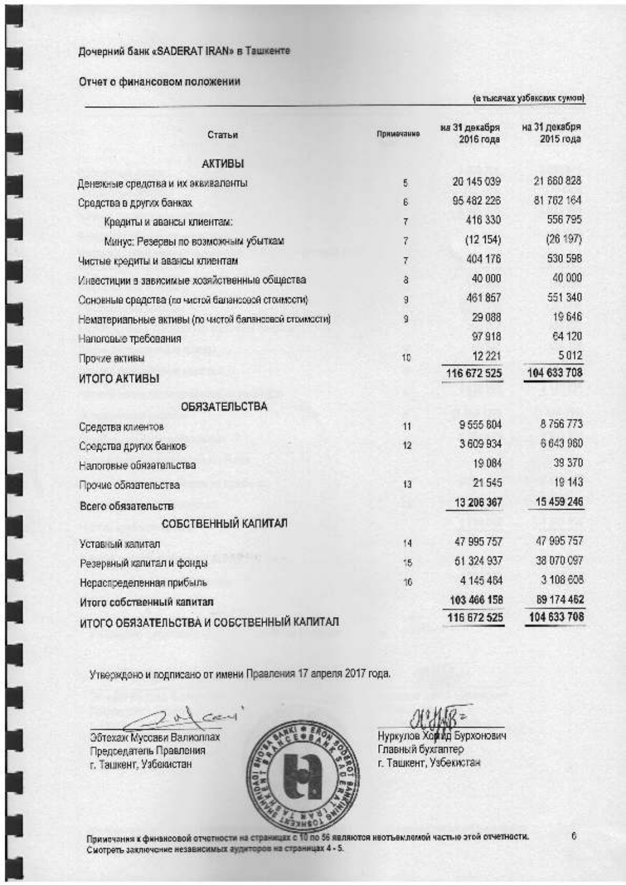Дочерний банк «SADERAT IRAN» в Ташкенте

## Отчет о финансовом положении

(в тысячах узбекских сумов)

| Статьи | Примечание | на 31 декабря 2016 года | на 31 декабря 2015 года |
|---|---|---|---|
| **АКТИВЫ** | | | |
| Денежные средства и их эквиваленты | 5 | 20 145 039 | 21 660 828 |
| Средства в других банках | 6 | 95 482 226 | 81 762 164 |
| Кредиты и авансы клиентам: | 7 | 416 330 | 556 795 |
| Минус: Резервы по возможным убыткам | 7 | (12 154) | (26 197) |
| Чистые кредиты и авансы клиентам | 7 | 404 176 | 530 598 |
| Инвестиции в зависимые хозяйственные общества | 8 | 40 000 | 40 000 |
| Основные средства (по чистой балансовой стоимости) | 9 | 461 857 | 551 340 |
| Нематериальные активы (по чистой балансовой стоимости) | 9 | 29 088 | 19 646 |
| Налоговые требования | | 97 918 | 64 120 |
| Прочие активы | 10 | 12 221 | 5 012 |
| **ИТОГО АКТИВЫ** | | **116 672 525** | **104 633 708** |
| **ОБЯЗАТЕЛЬСТВА** | | | |
| Средства клиентов | 11 | 9 555 804 | 8 756 773 |
| Средства других банков | 12 | 3 609 934 | 6 643 960 |
| Налоговые обязательства | | 19 084 | 39 370 |
| Прочие обязательства | 13 | 21 545 | 19 143 |
| **Всего обязательств** | | **13 206 367** | **15 459 246** |
| **СОБСТВЕННЫЙ КАПИТАЛ** | | | |
| Уставный капитал | 14 | 47 995 757 | 47 995 757 |
| Резервный капитал и фонды | 15 | 51 324 937 | 38 070 097 |
| Нераспределенная прибыль | 16 | 4 145 464 | 3 108 608 |
| **Итого собственный капитал** | | **103 466 158** | **89 174 462** |
| **ИТОГО ОБЯЗАТЕЛЬСТВА И СОБСТВЕННЫЙ КАПИТАЛ** | | **116 672 525** | **104 633 708** |

Утверждено и подписано от имени Правления 17 апреля 2017 года.

Эбтехаж Муссави Валиоллах
Председатель Правления
г. Ташкент, Узбекистан

Нуркулов Хожид Бурхонович
Главный бухгалтер
г. Ташкент, Узбекистан

Примечания к финансовой отчетности на страницах с 10 по 56 являются неотъемлемой частью этой отчетности.
Смотреть заключение независимых аудиторов на страницах 4 - 5.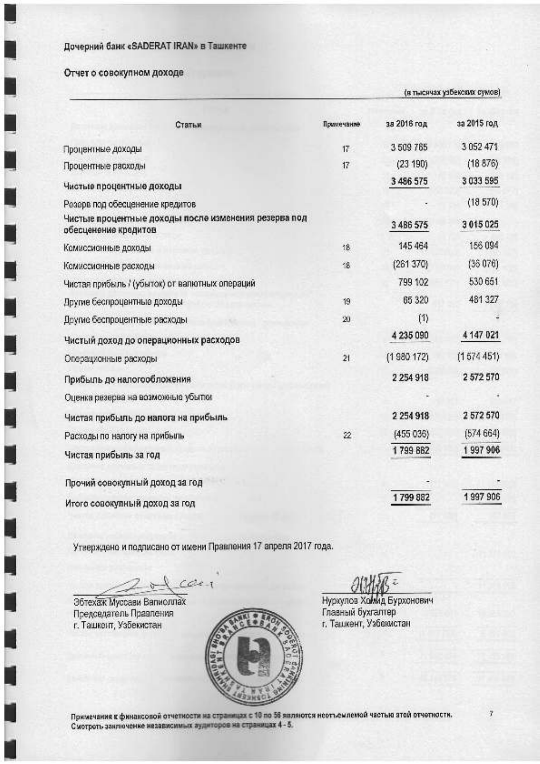Дочерний банк «SADERAT IRAN» в Ташкенте

## Отчет о совокупном доходе

(в тысячах узбекских сумов)

| Статьи | Примечание | за 2016 год | за 2015 год |
|---|---|---|---|
| Процентные доходы | 17 | 3 509 765 | 3 052 471 |
| Процентные расходы | 17 | (23 190) | (18 876) |
| **Чистые процентные доходы** | | 3 486 575 | 3 033 595 |
| Резерв под обесценение кредитов | | - | (18 570) |
| **Чистые процентные доходы после изменения резерва под обесценение кредитов** | | 3 486 575 | 3 015 025 |
| Комиссионные доходы | 18 | 145 464 | 156 094 |
| Комиссионные расходы | 18 | (261 370) | (36 076) |
| Чистая прибыль / (убыток) от валютных операций | | 799 102 | 530 651 |
| Другие беспроцентные доходы | 19 | 65 320 | 481 327 |
| Другие беспроцентные расходы | 20 | (1) | - |
| **Чистый доход до операционных расходов** | | 4 235 090 | 4 147 021 |
| Операционные расходы | 21 | (1 980 172) | (1 574 451) |
| **Прибыль до налогообложения** | | 2 254 918 | 2 572 570 |
| Оценка резерва на возможные убытки | | - | - |
| **Чистая прибыль до налога на прибыль** | | 2 254 918 | 2 572 570 |
| Расходы по налогу на прибыль | 22 | (455 036) | (574 664) |
| **Чистая прибыль за год** | | 1 799 882 | 1 997 906 |
| **Прочий совокупный доход за год** | | - | - |
| **Итого совокупный доход за год** | | 1 799 882 | 1 997 906 |

Утверждено и подписано от имени Правления 17 апреля 2017 года.

Эбтехаж Муссави Валиоллах
Председатель Правления
г. Ташкент, Узбекистан

Нуркулов Хамид Бурхонович
Главный бухгалтер
г. Ташкент, Узбекистан

Примечания к финансовой отчетности на страницах с 10 по 58 являются неотъемлемой частью этой отчетности.
Смотреть заключение независимых аудиторов на страницах 4 - 5.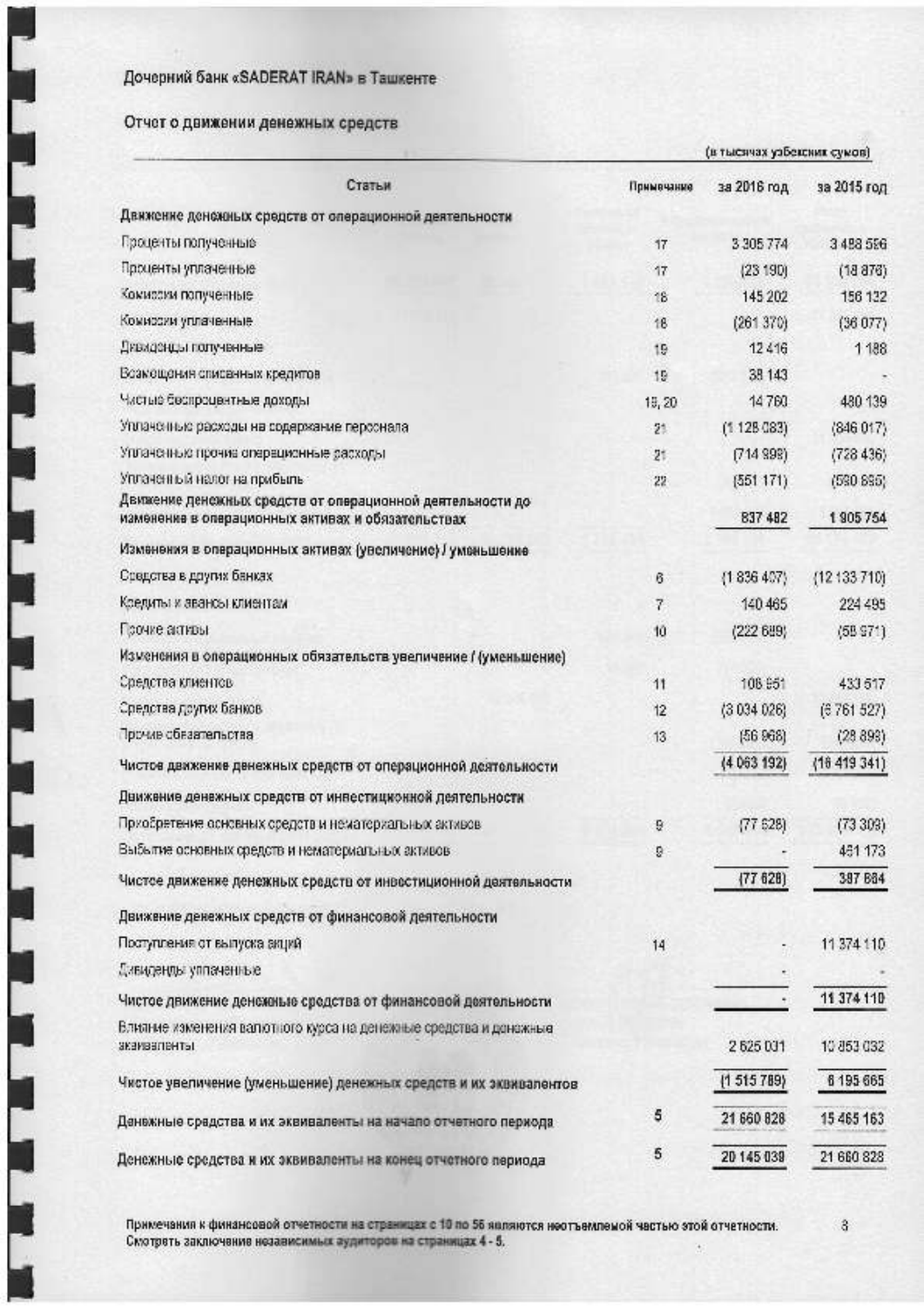Дочерний банк «SADERAT IRAN» в Ташкенте

## Отчет о движении денежных средств

(в тысячах узбекских сумов)

| Статьи | Примечание | за 2016 год | за 2015 год |
|---|---|---|---|
| **Движение денежных средств от операционной деятельности** | | | |
| Проценты полученные | 17 | 3 305 774 | 3 488 596 |
| Проценты уплаченные | 17 | (23 190) | (18 878) |
| Комиссии полученные | 18 | 145 202 | 156 132 |
| Комиссии уплаченные | 18 | (261 370) | (36 077) |
| Дивиденды полученные | 19 | 12 416 | 1 188 |
| Возмещения списанных кредитов | 19 | 38 143 | - |
| Чистые беспроцентные доходы | 19, 20 | 14 760 | 480 139 |
| Уплаченные расходы на содержание персонала | 21 | (1 128 083) | (846 017) |
| Уплаченные прочие операционные расходы | 21 | (714 998) | (728 436) |
| Уплаченный налог на прибыль | 22 | (551 171) | (590 895) |
| **Движение денежных средств от операционной деятельности до изменения в операционных активах и обязательствах** | | 837 482 | 1 905 754 |
| **Изменения в операционных активах (увеличение) / уменьшение** | | | |
| Средства в других банках | 6 | (1 836 407) | (12 133 710) |
| Кредиты и авансы клиентам | 7 | 140 465 | 224 495 |
| Прочие активы | 10 | (222 689) | (58 971) |
| **Изменения в операционных обязательства увеличение / (уменьшение)** | | | |
| Средства клиентов | 11 | 108 951 | 433 517 |
| Средства других банков | 12 | (3 034 026) | (6 761 527) |
| Прочие обязательства | 13 | (56 968) | (28 899) |
| **Чистое движение денежных средств от операционной деятельности** | | (4 063 192) | (16 419 341) |
| **Движение денежных средств от инвестиционной деятельности** | | | |
| Приобретение основных средств и нематериальных активов | 9 | (77 628) | (73 309) |
| Выбытие основных средств и нематериальных активов | 9 | - | 461 173 |
| **Чистое движение денежных средств от инвестиционной деятельности** | | (77 628) | 387 864 |
| **Движение денежных средств от финансовой деятельности** | | | |
| Поступления от выпуска акций | 14 | - | 11 374 110 |
| Дивиденды уплаченные | | - | - |
| **Чистое движение денежные средства от финансовой деятельности** | | - | 11 374 110 |
| Влияние изменения валютного курса на денежные средства и денежные эквиваленты | | 2 625 031 | 10 853 032 |
| **Чистое увеличение (уменьшение) денежных средств и их эквивалентов** | | (1 515 789) | 6 195 665 |
| **Денежные средства и их эквиваленты на начало отчетного периода** | 5 | 21 660 828 | 15 465 163 |
| **Денежные средства и их эквиваленты на конец отчетного периода** | 5 | 20 145 039 | 21 660 828 |

Примечания к финансовой отчетности на страницах с 10 по 56 являются неотъемлемой частью этой отчетности.
Смотреть заключение независимых аудиторов на страницах 4 - 5.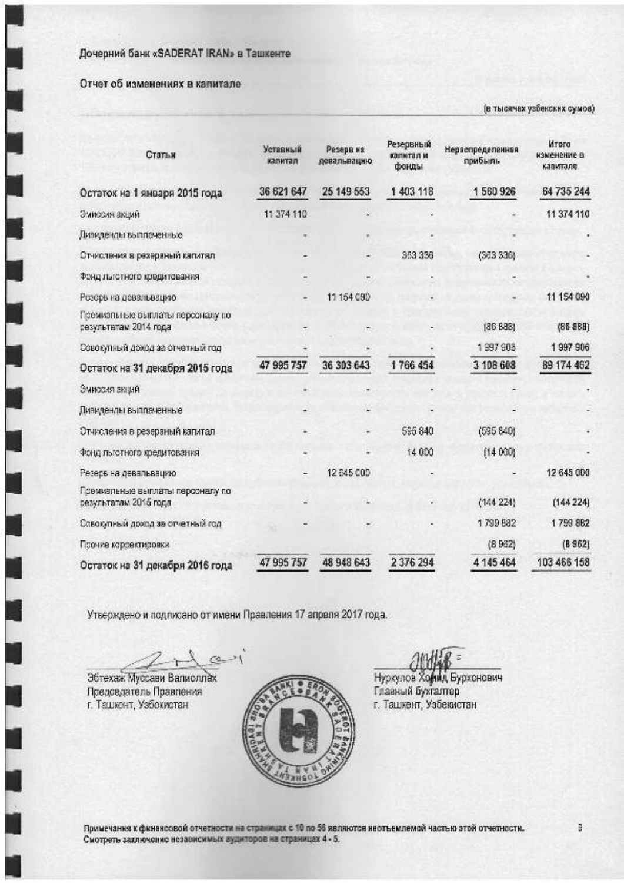Дочерний банк «SADERAT IRAN» в Ташкенте

## Отчет об изменениях в капитале

(в тысячах узбекских сумов)

| Статьи | Уставный капитал | Резерв на девальвацию | Резервный капитал и фонды | Нераспределенная прибыль | Итого изменение в капитале |
|---|---|---|---|---|---|
| **Остаток на 1 января 2015 года** | **36 621 647** | **25 149 553** | **1 403 118** | **1 560 926** | **64 735 244** |
| Эмиссия акций | 11 374 110 | - | - | - | 11 374 110 |
| Дивиденды выплаченные | - | - | - | - | - |
| Отчисления в резервный капитал | - | - | 363 336 | (363 336) | - |
| Фонд льготного кредитования | - | - | - | - | - |
| Резерв на девальвацию | - | 11 154 090 | - | - | 11 154 090 |
| Премиальные выплаты персоналу по результатам 2014 года | - | - | - | (86 888) | (86 888) |
| Совокупный доход за отчетный год | - | - | - | 1 997 906 | 1 997 906 |
| **Остаток на 31 декабря 2015 года** | **47 995 757** | **36 303 643** | **1 766 454** | **3 108 608** | **89 174 462** |
| Эмиссия акций | - | - | - | - | - |
| Дивиденды выплаченные | - | - | - | - | - |
| Отчисления в резервный капитал | - | - | 595 840 | (595 840) | - |
| Фонд льготного кредитования | - | - | 14 000 | (14 000) | - |
| Резерв на девальвацию | - | 12 645 000 | - | - | 12 645 000 |
| Премиальные выплаты персоналу по результатам 2015 года | - | - | - | (144 224) | (144 224) |
| Совокупный доход за отчетный год | - | - | - | 1 799 882 | 1 799 882 |
| Прочие корректировки | - | - | - | (8 962) | (8 962) |
| **Остаток на 31 декабря 2016 года** | **47 995 757** | **48 948 643** | **2 376 294** | **4 145 464** | **103 466 158** |

Утверждено и подписано от имени Правления 17 апреля 2017 года.

Эбтехаж Муссави Валиоллах
Председатель Правления
г. Ташкент, Узбекистан

Нуркулов Хамид Бурхонович
Главный бухгалтер
г. Ташкент, Узбекистан

**Примечания к финансовой отчетности на страницах с 10 по 56 являются неотъемлемой частью этой отчетности.**
**Смотреть заключение независимых аудиторов на страницах 4 - 5.**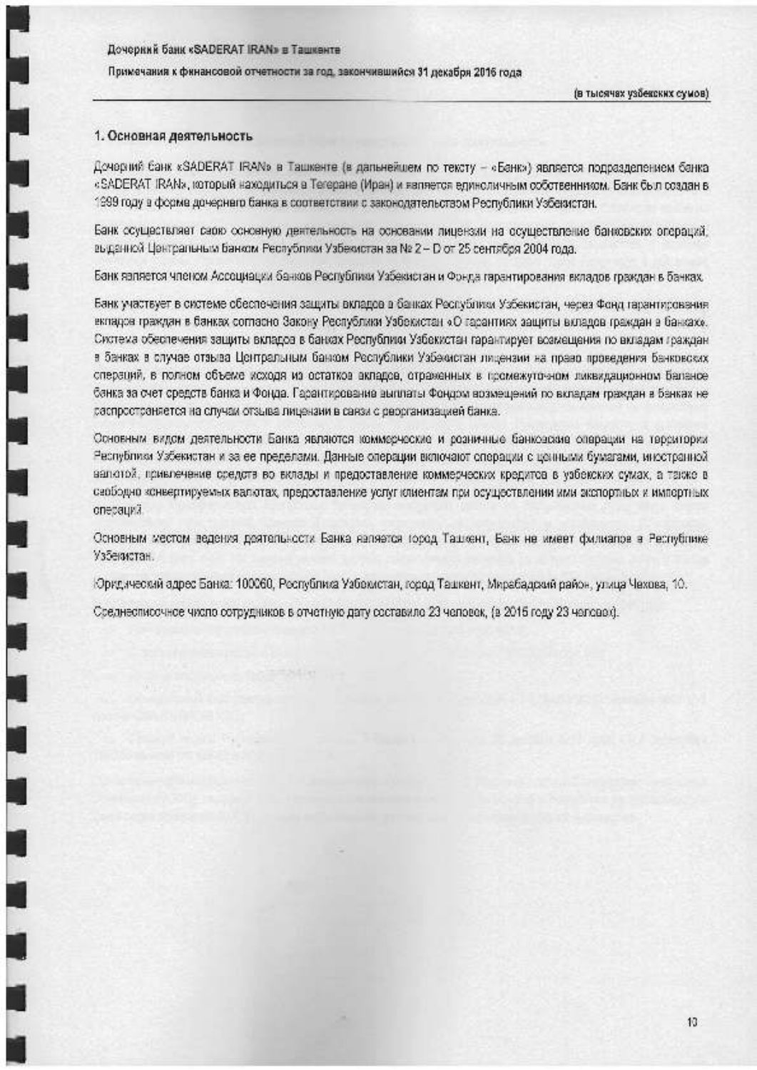(в тысячах узбекских сумов)

## 1. Основная деятельность

Дочерний банк «SADERAT IRAN» в Ташкенте (в дальнейшем по тексту – «Банк») является подразделением банка «SADERAT IRAN», который находиться в Тегеране (Иран) и является единоличным собственником. Банк был создан в 1999 году в форме дочернего банка в соответствии с законодательством Республики Узбекистан.

Банк осуществляет свою основную деятельность на основании лицензии на осуществление банковских операций, выданной Центральным Банком Республики Узбекистан за № 2 – D от 25 сентября 2004 года.

Банк является членом Ассоциации банков Республики Узбекистан и Фонда гарантирования вкладов граждан в банках.

Банк участвует в системе обеспечения защиты вкладов в банках Республики Узбекистан, через Фонд гарантирования вкладов граждан в банках согласно Закону Республики Узбекистан «О гарантиях защиты вкладов граждан в банках». Система обеспечения защиты вкладов в банках Республики Узбекистан гарантирует возмещения по вкладам граждан в банках в случае отзыва Центральным банком Республики Узбекистан лицензии на право проведения банковских операций, в полном объеме исходя из остатков вкладов, отраженных в промежуточном ликвидационном балансе банка за счет средств банка и Фонда. Гарантирование выплаты Фондом возмещений по вкладам граждан в банках не распространяется на случаи отзыва лицензии в связи с реорганизацией банка.

Основным видом деятельности Банка являются коммерческие и розничные банковские операции на территории Республики Узбекистан и за ее пределами. Данные операции включают операции с ценными бумагами, иностранной валютой, привлечение средств во вклады и предоставление коммерческих кредитов в узбекских сумах, а также в свободно конвертируемых валютах, предоставление услуг клиентам при осуществлении ими экспортных и импортных операций.

Основным местом ведения деятельности Банка является город Ташкент, Банк не имеет филиалов в Республике Узбекистан.

Юридический адрес Банка: 100060, Республика Узбекистан, город Ташкент, Мирабадский район, улица Чехова, 10.

Среднесписочное число сотрудников в отчетную дату составило 23 человек, (в 2015 году 23 человек).